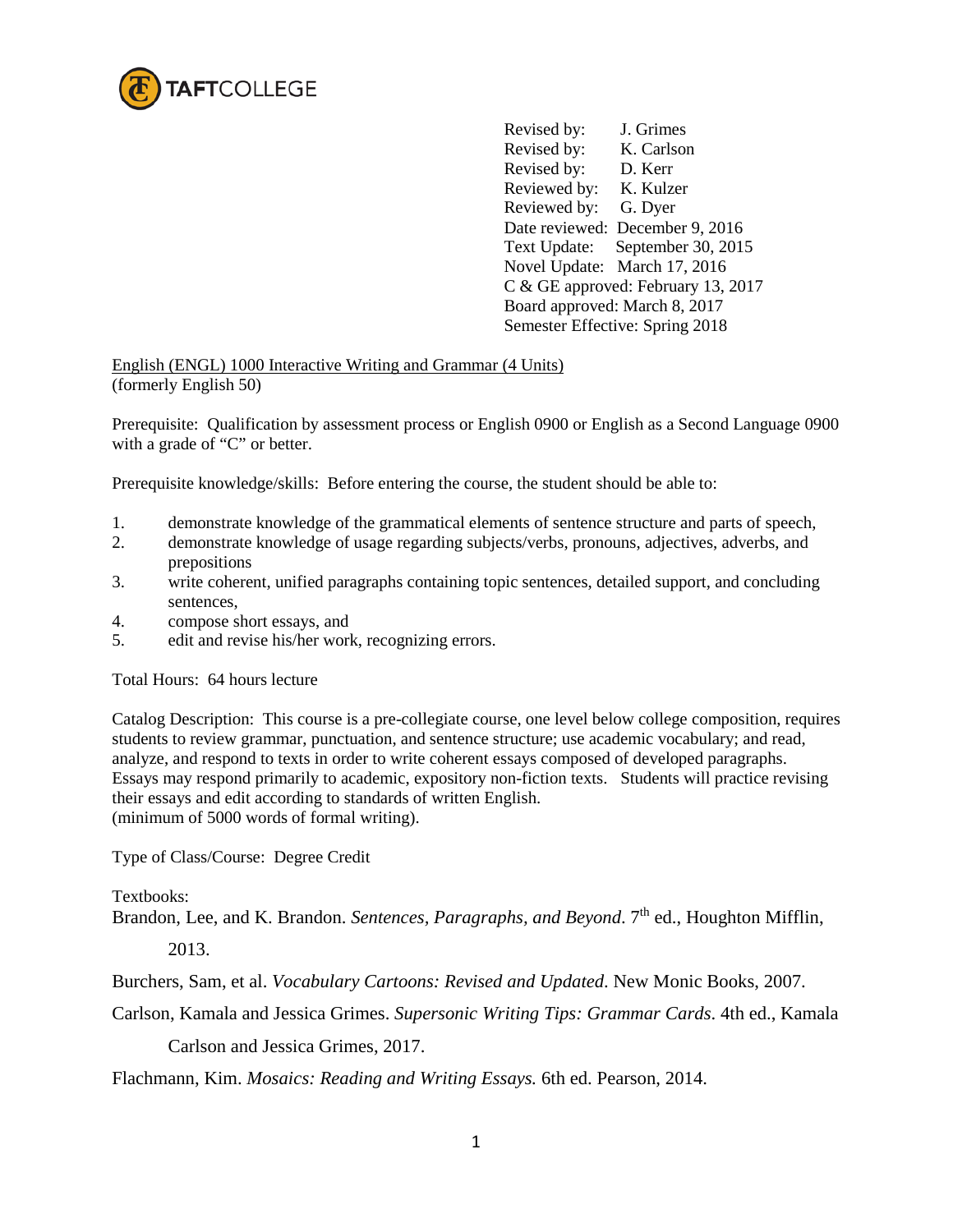TAFTCOLLEGE

Revised by: J. Grimes
Revised by: K. Carlson
Revised by: D. Kerr
Reviewed by: K. Kulzer
Reviewed by: G. Dyer
Date reviewed: December 9, 2016
Text Update: September 30, 2015
Novel Update: March 17, 2016
C & GE approved: February 13, 2017
Board approved: March 8, 2017
Semester Effective: Spring 2018

English (ENGL) 1000 Interactive Writing and Grammar (4 Units)
(formerly English 50)

Prerequisite: Qualification by assessment process or English 0900 or English as a Second Language 0900 with a grade of "C" or better.

Prerequisite knowledge/skills: Before entering the course, the student should be able to:

1. demonstrate knowledge of the grammatical elements of sentence structure and parts of speech,
2. demonstrate knowledge of usage regarding subjects/verbs, pronouns, adjectives, adverbs, and prepositions
3. write coherent, unified paragraphs containing topic sentences, detailed support, and concluding sentences,
4. compose short essays, and
5. edit and revise his/her work, recognizing errors.

Total Hours: 64 hours lecture

Catalog Description: This course is a pre-collegiate course, one level below college composition, requires students to review grammar, punctuation, and sentence structure; use academic vocabulary; and read, analyze, and respond to texts in order to write coherent essays composed of developed paragraphs. Essays may respond primarily to academic, expository non-fiction texts. Students will practice revising their essays and edit according to standards of written English.
(minimum of 5000 words of formal writing).

Type of Class/Course: Degree Credit

Textbooks:

Brandon, Lee, and K. Brandon. *Sentences, Paragraphs, and Beyond*. 7th ed., Houghton Mifflin, 2013.

Burchers, Sam, et al. *Vocabulary Cartoons: Revised and Updated*. New Monic Books, 2007.

Carlson, Kamala and Jessica Grimes. *Supersonic Writing Tips: Grammar Cards*. 4th ed., Kamala Carlson and Jessica Grimes, 2017.

Flachmann, Kim. *Mosaics: Reading and Writing Essays.* 6th ed. Pearson, 2014.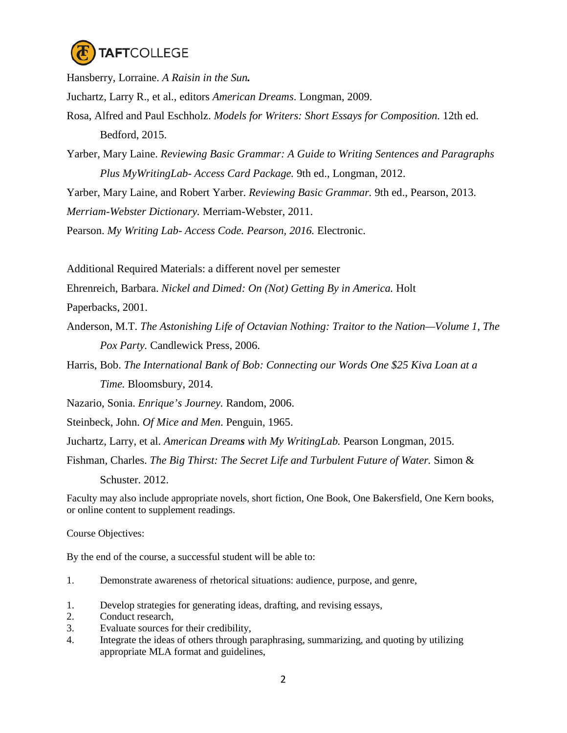Hansberry, Lorraine. *A Raisin in the Sun.*

Juchartz, Larry R., et al., editors *American Dreams*. Longman, 2009.

Rosa, Alfred and Paul Eschholz. *Models for Writers: Short Essays for Composition.* 12th ed. Bedford, 2015.

Yarber, Mary Laine. *Reviewing Basic Grammar: A Guide to Writing Sentences and Paragraphs Plus MyWritingLab- Access Card Package.* 9th ed., Longman, 2012.

Yarber, Mary Laine, and Robert Yarber. *Reviewing Basic Grammar.* 9th ed., Pearson, 2013.

*Merriam-Webster Dictionary.* Merriam-Webster, 2011.

Pearson. *My Writing Lab- Access Code. Pearson, 2016.* Electronic.

Additional Required Materials: a different novel per semester

Ehrenreich, Barbara. *Nickel and Dimed: On (Not) Getting By in America.* Holt Paperbacks, 2001.

Anderson, M.T. *The Astonishing Life of Octavian Nothing: Traitor to the Nation—Volume 1, The Pox Party.* Candlewick Press, 2006.

Harris, Bob. *The International Bank of Bob: Connecting our Words One $25 Kiva Loan at a Time.* Bloomsbury, 2014.

Nazario, Sonia. *Enrique's Journey.* Random, 2006.

Steinbeck, John. *Of Mice and Men*. Penguin, 1965.

Juchartz, Larry, et al. *American Dreams with My WritingLab.* Pearson Longman, 2015.

Fishman, Charles. *The Big Thirst: The Secret Life and Turbulent Future of Water.* Simon & Schuster. 2012.

Faculty may also include appropriate novels, short fiction, One Book, One Bakersfield, One Kern books, or online content to supplement readings.

Course Objectives:

By the end of the course, a successful student will be able to:

1. Demonstrate awareness of rhetorical situations: audience, purpose, and genre,

1. Develop strategies for generating ideas, drafting, and revising essays,
2. Conduct research,
3. Evaluate sources for their credibility,
4. Integrate the ideas of others through paraphrasing, summarizing, and quoting by utilizing appropriate MLA format and guidelines,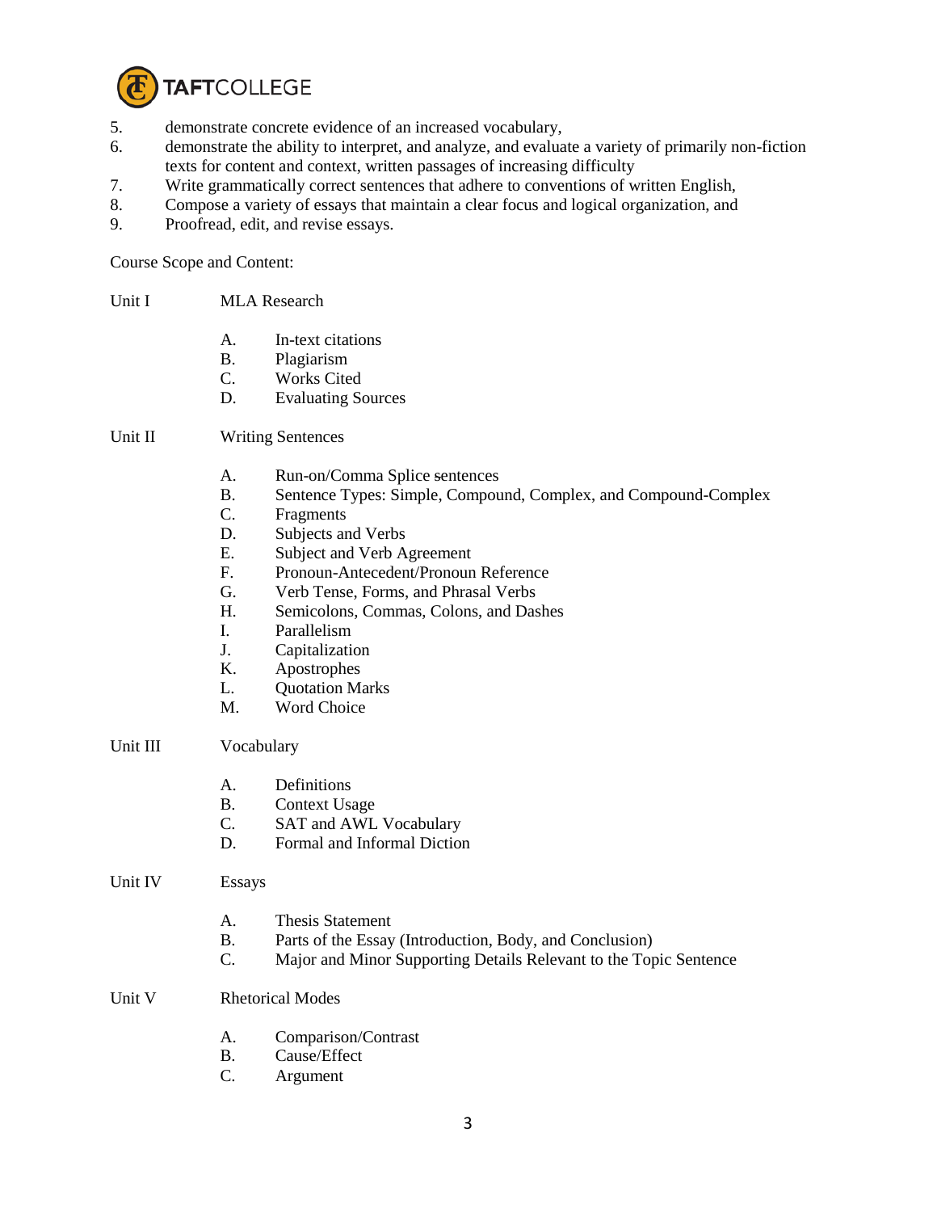5. demonstrate concrete evidence of an increased vocabulary,
6. demonstrate the ability to interpret, and analyze, and evaluate a variety of primarily non-fiction texts for content and context, written passages of increasing difficulty
7. Write grammatically correct sentences that adhere to conventions of written English,
8. Compose a variety of essays that maintain a clear focus and logical organization, and
9. Proofread, edit, and revise essays.

Course Scope and Content:

Unit I MLA Research

- A. In-text citations
- B. Plagiarism
- C. Works Cited
- D. Evaluating Sources

Unit II Writing Sentences

- A. Run-on/Comma Splice sentences
- B. Sentence Types: Simple, Compound, Complex, and Compound-Complex
- C. Fragments
- D. Subjects and Verbs
- E. Subject and Verb Agreement
- F. Pronoun-Antecedent/Pronoun Reference
- G. Verb Tense, Forms, and Phrasal Verbs
- H. Semicolons, Commas, Colons, and Dashes
- I. Parallelism
- J. Capitalization
- K. Apostrophes
- L. Quotation Marks
- M. Word Choice

Unit III Vocabulary

- A. Definitions
- B. Context Usage
- C. SAT and AWL Vocabulary
- D. Formal and Informal Diction

Unit IV Essays

- A. Thesis Statement
- B. Parts of the Essay (Introduction, Body, and Conclusion)
- C. Major and Minor Supporting Details Relevant to the Topic Sentence

Unit V Rhetorical Modes

- A. Comparison/Contrast
- B. Cause/Effect
- C. Argument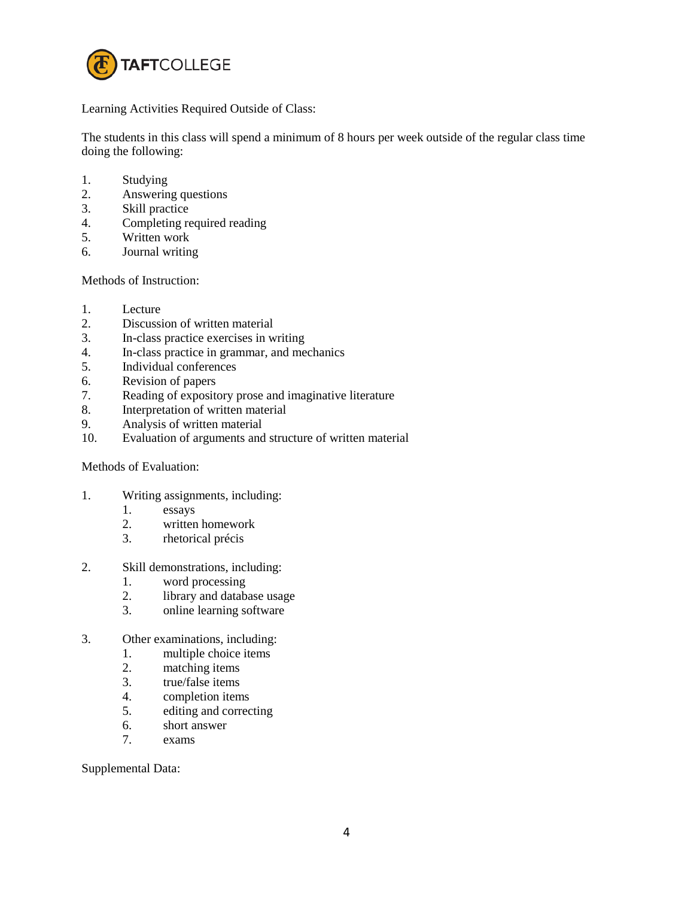Learning Activities Required Outside of Class:

The students in this class will spend a minimum of 8 hours per week outside of the regular class time doing the following:

1. Studying
2. Answering questions
3. Skill practice
4. Completing required reading
5. Written work
6. Journal writing

Methods of Instruction:

1. Lecture
2. Discussion of written material
3. In-class practice exercises in writing
4. In-class practice in grammar, and mechanics
5. Individual conferences
6. Revision of papers
7. Reading of expository prose and imaginative literature
8. Interpretation of written material
9. Analysis of written material
10. Evaluation of arguments and structure of written material

Methods of Evaluation:

1. Writing assignments, including:
    1. essays
    2. written homework
    3. rhetorical précis

2. Skill demonstrations, including:
    1. word processing
    2. library and database usage
    3. online learning software

3. Other examinations, including:
    1. multiple choice items
    2. matching items
    3. true/false items
    4. completion items
    5. editing and correcting
    6. short answer
    7. exams

Supplemental Data: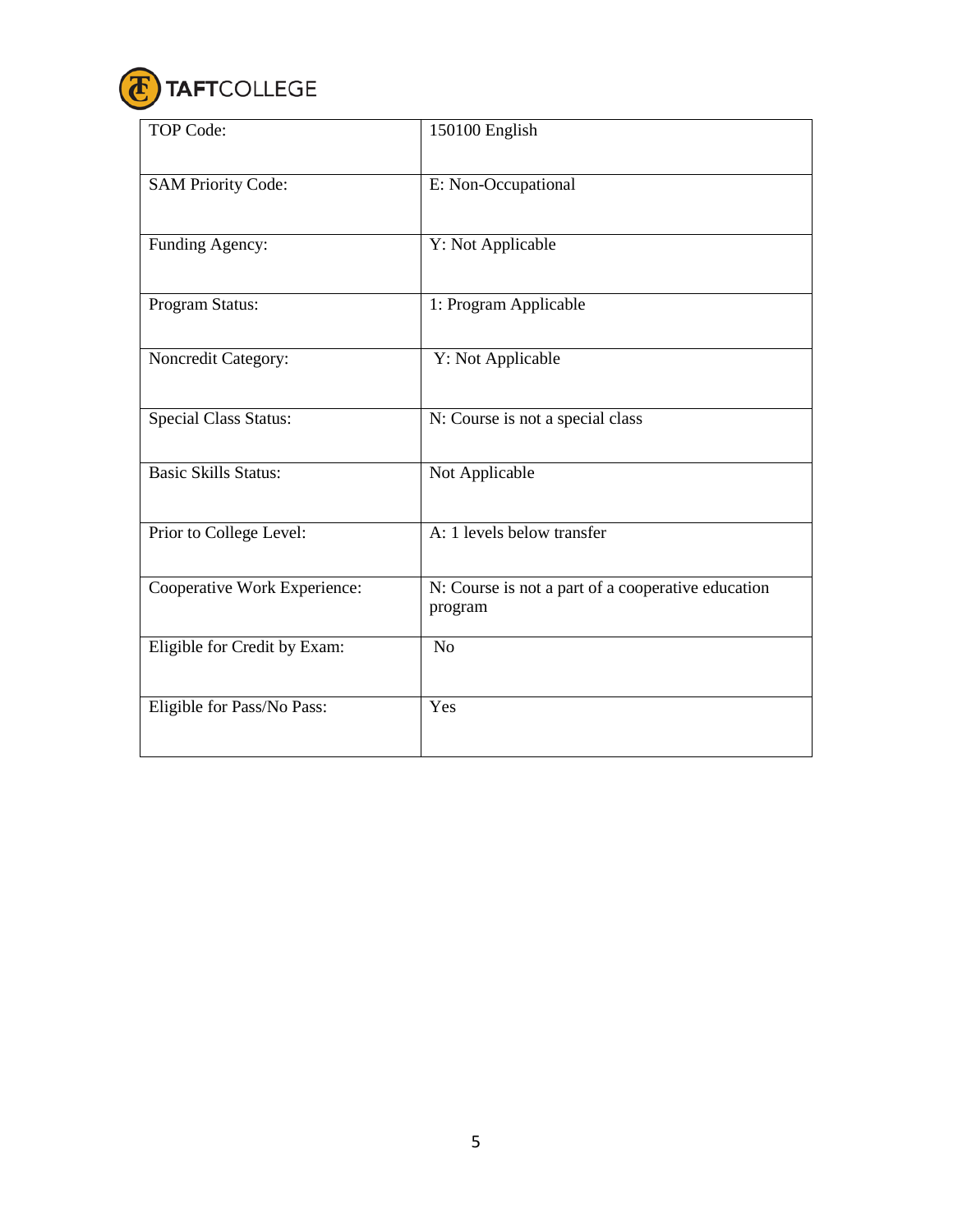| | |
|---|---|
| TOP Code: | 150100 English |
| SAM Priority Code: | E: Non-Occupational |
| Funding Agency: | Y: Not Applicable |
| Program Status: | 1: Program Applicable |
| Noncredit Category: | Y: Not Applicable |
| Special Class Status: | N: Course is not a special class |
| Basic Skills Status: | Not Applicable |
| Prior to College Level: | A: 1 levels below transfer |
| Cooperative Work Experience: | N: Course is not a part of a cooperative education program |
| Eligible for Credit by Exam: | No |
| Eligible for Pass/No Pass: | Yes |